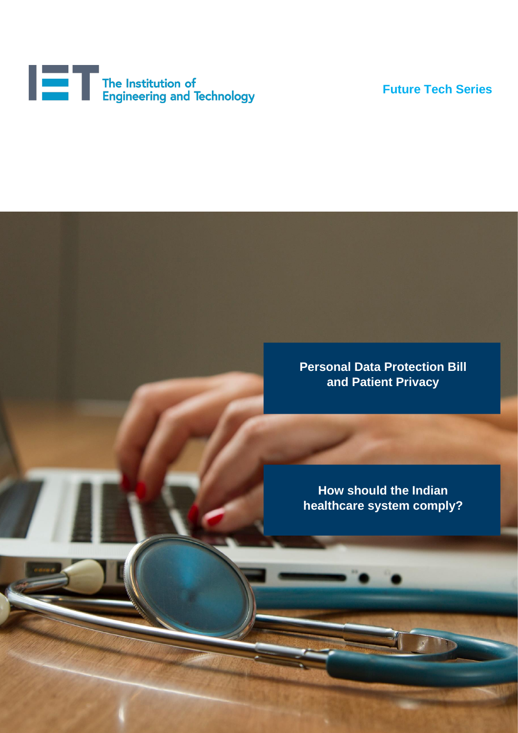The Institution of Engineering and Technology

Future Tech Series

# Personal Data Protection Bill and Patient Privacy

## How should the Indian healthcare system comply?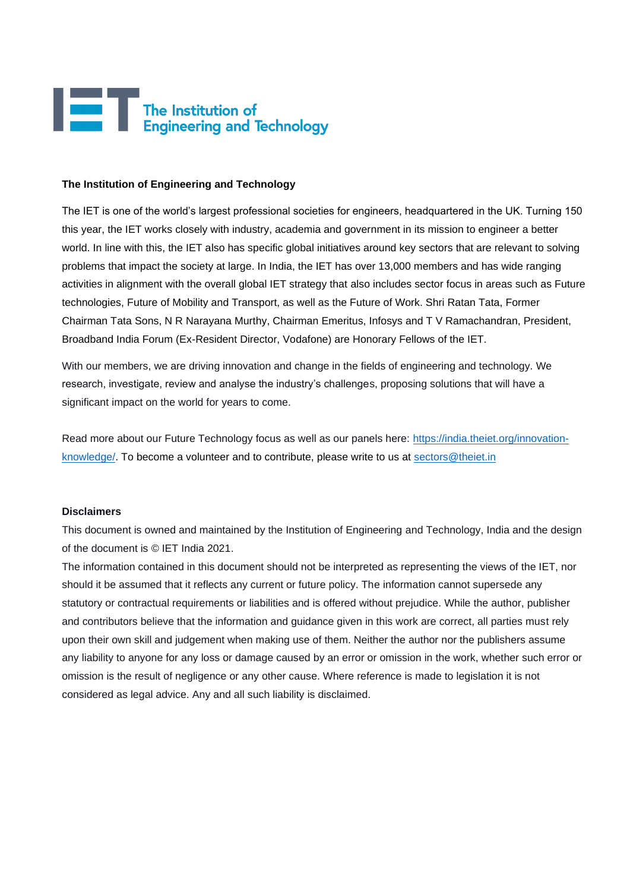The Institution of Engineering and Technology

**The Institution of Engineering and Technology**

The IET is one of the world's largest professional societies for engineers, headquartered in the UK. Turning 150 this year, the IET works closely with industry, academia and government in its mission to engineer a better world. In line with this, the IET also has specific global initiatives around key sectors that are relevant to solving problems that impact the society at large. In India, the IET has over 13,000 members and has wide ranging activities in alignment with the overall global IET strategy that also includes sector focus in areas such as Future technologies, Future of Mobility and Transport, as well as the Future of Work. Shri Ratan Tata, Former Chairman Tata Sons, N R Narayana Murthy, Chairman Emeritus, Infosys and T V Ramachandran, President, Broadband India Forum (Ex-Resident Director, Vodafone) are Honorary Fellows of the IET.

With our members, we are driving innovation and change in the fields of engineering and technology. We research, investigate, review and analyse the industry's challenges, proposing solutions that will have a significant impact on the world for years to come.

Read more about our Future Technology focus as well as our panels here: [https://india.theiet.org/innovation-knowledge/](https://india.theiet.org/innovation-knowledge/). To become a volunteer and to contribute, please write to us at [sectors@theiet.in](mailto:sectors@theiet.in)

**Disclaimers**

This document is owned and maintained by the Institution of Engineering and Technology, India and the design of the document is © IET India 2021.

The information contained in this document should not be interpreted as representing the views of the IET, nor should it be assumed that it reflects any current or future policy. The information cannot supersede any statutory or contractual requirements or liabilities and is offered without prejudice. While the author, publisher and contributors believe that the information and guidance given in this work are correct, all parties must rely upon their own skill and judgement when making use of them. Neither the author nor the publishers assume any liability to anyone for any loss or damage caused by an error or omission in the work, whether such error or omission is the result of negligence or any other cause. Where reference is made to legislation it is not considered as legal advice. Any and all such liability is disclaimed.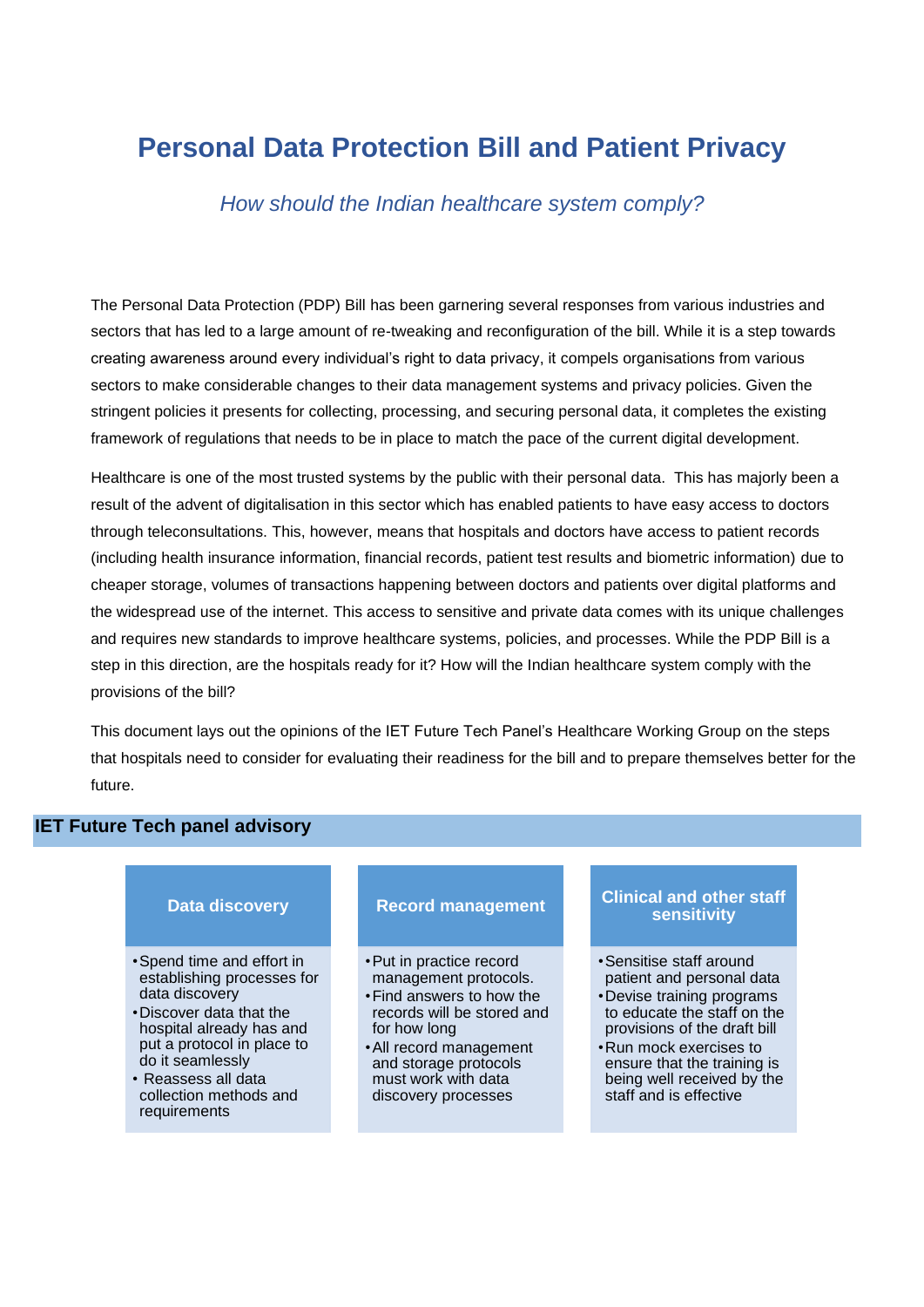# Personal Data Protection Bill and Patient Privacy

*How should the Indian healthcare system comply?*

The Personal Data Protection (PDP) Bill has been garnering several responses from various industries and sectors that has led to a large amount of re-tweaking and reconfiguration of the bill. While it is a step towards creating awareness around every individual's right to data privacy, it compels organisations from various sectors to make considerable changes to their data management systems and privacy policies. Given the stringent policies it presents for collecting, processing, and securing personal data, it completes the existing framework of regulations that needs to be in place to match the pace of the current digital development.

Healthcare is one of the most trusted systems by the public with their personal data. This has majorly been a result of the advent of digitalisation in this sector which has enabled patients to have easy access to doctors through teleconsultations. This, however, means that hospitals and doctors have access to patient records (including health insurance information, financial records, patient test results and biometric information) due to cheaper storage, volumes of transactions happening between doctors and patients over digital platforms and the widespread use of the internet. This access to sensitive and private data comes with its unique challenges and requires new standards to improve healthcare systems, policies, and processes. While the PDP Bill is a step in this direction, are the hospitals ready for it? How will the Indian healthcare system comply with the provisions of the bill?

This document lays out the opinions of the IET Future Tech Panel's Healthcare Working Group on the steps that hospitals need to consider for evaluating their readiness for the bill and to prepare themselves better for the future.

## IET Future Tech panel advisory

| Data discovery | Record management | Clinical and other staff sensitivity |
|---|---|---|
| • Spend time and effort in establishing processes for data discovery<br>• Discover data that the hospital already has and put a protocol in place to do it seamlessly<br>• Reassess all data collection methods and requirements | • Put in practice record management protocols.<br>• Find answers to how the records will be stored and for how long<br>• All record management and storage protocols must work with data discovery processes | • Sensitise staff around patient and personal data<br>• Devise training programs to educate the staff on the provisions of the draft bill<br>• Run mock exercises to ensure that the training is being well received by the staff and is effective |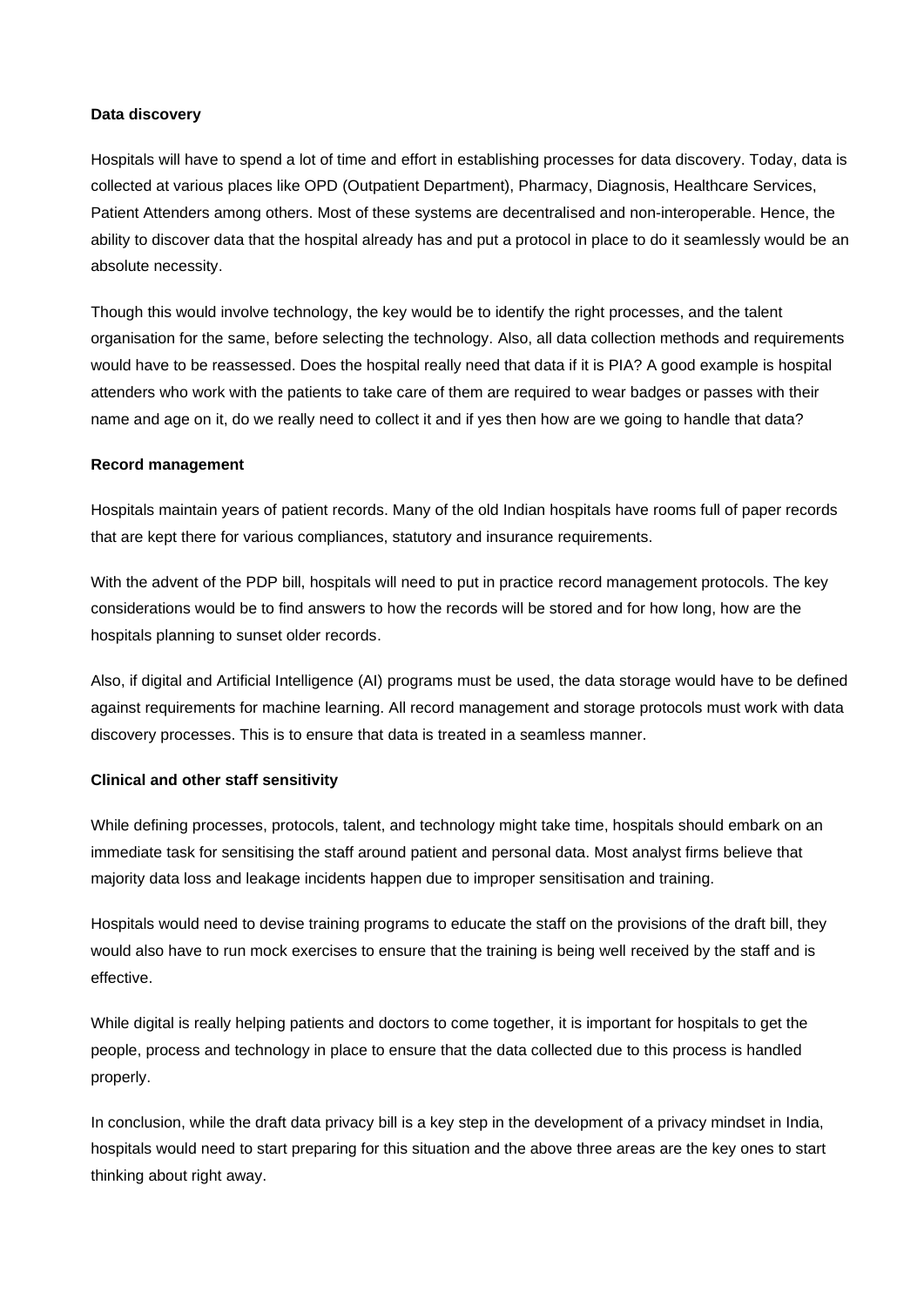**Data discovery**

Hospitals will have to spend a lot of time and effort in establishing processes for data discovery. Today, data is collected at various places like OPD (Outpatient Department), Pharmacy, Diagnosis, Healthcare Services, Patient Attenders among others. Most of these systems are decentralised and non-interoperable. Hence, the ability to discover data that the hospital already has and put a protocol in place to do it seamlessly would be an absolute necessity.

Though this would involve technology, the key would be to identify the right processes, and the talent organisation for the same, before selecting the technology. Also, all data collection methods and requirements would have to be reassessed. Does the hospital really need that data if it is PIA? A good example is hospital attenders who work with the patients to take care of them are required to wear badges or passes with their name and age on it, do we really need to collect it and if yes then how are we going to handle that data?

**Record management**

Hospitals maintain years of patient records. Many of the old Indian hospitals have rooms full of paper records that are kept there for various compliances, statutory and insurance requirements.

With the advent of the PDP bill, hospitals will need to put in practice record management protocols. The key considerations would be to find answers to how the records will be stored and for how long, how are the hospitals planning to sunset older records.

Also, if digital and Artificial Intelligence (AI) programs must be used, the data storage would have to be defined against requirements for machine learning. All record management and storage protocols must work with data discovery processes. This is to ensure that data is treated in a seamless manner.

**Clinical and other staff sensitivity**

While defining processes, protocols, talent, and technology might take time, hospitals should embark on an immediate task for sensitising the staff around patient and personal data. Most analyst firms believe that majority data loss and leakage incidents happen due to improper sensitisation and training.

Hospitals would need to devise training programs to educate the staff on the provisions of the draft bill, they would also have to run mock exercises to ensure that the training is being well received by the staff and is effective.

While digital is really helping patients and doctors to come together, it is important for hospitals to get the people, process and technology in place to ensure that the data collected due to this process is handled properly.

In conclusion, while the draft data privacy bill is a key step in the development of a privacy mindset in India, hospitals would need to start preparing for this situation and the above three areas are the key ones to start thinking about right away.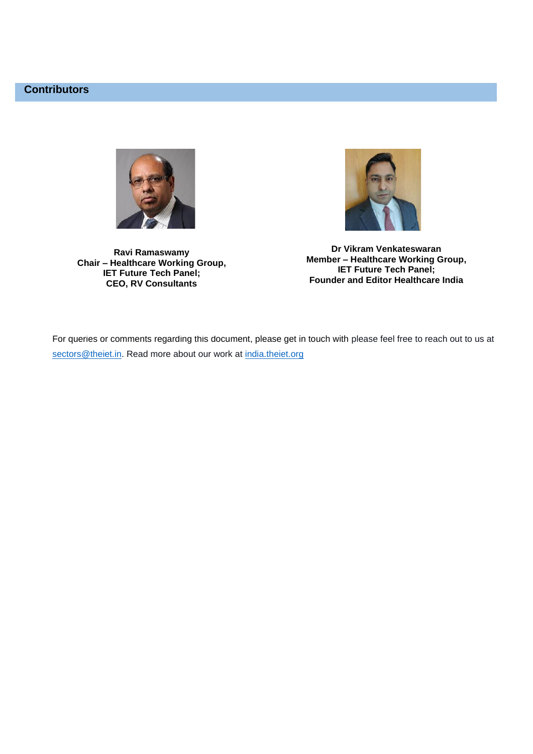## Contributors

**Ravi Ramaswamy**
**Chair – Healthcare Working Group,**
**IET Future Tech Panel;**
**CEO, RV Consultants**

**Dr Vikram Venkateswaran**
**Member – Healthcare Working Group,**
**IET Future Tech Panel;**
**Founder and Editor Healthcare India**

For queries or comments regarding this document, please get in touch with please feel free to reach out to us at sectors@theiet.in. Read more about our work at india.theiet.org